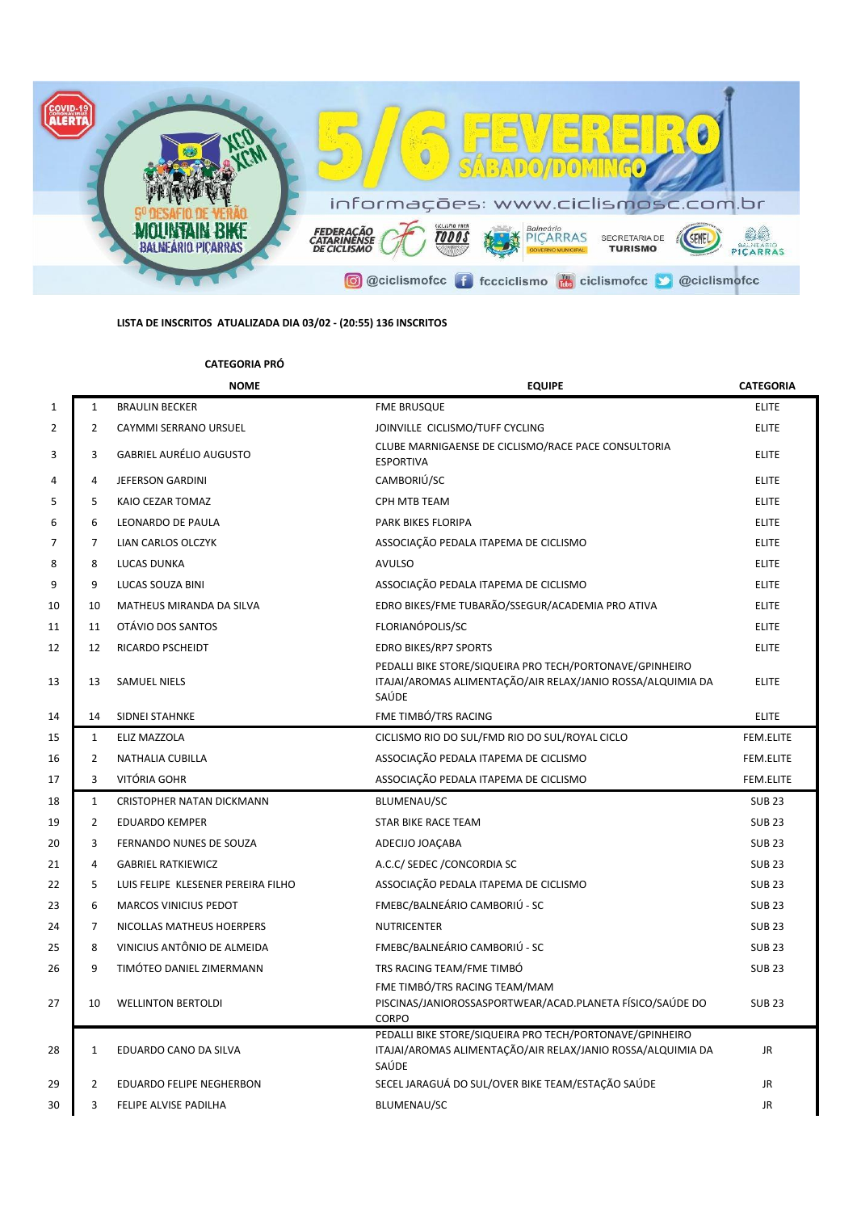# 5/6 FEVEREIRO SÁBADO/DOMINGO

9º DESAFIO DE VERÃO MOUNTAIN BIKE BALNEÁRIO PIÇARRAS – XCO XCM

informações: www.ciclismosc.com.br

@ciclismofcc | fccciclismo | ciclismofcc | @ciclismofcc

**LISTA DE INSCRITOS ATUALIZADA DIA 03/02 - (20:55) 136 INSCRITOS**

**CATEGORIA PRÓ**

| | | NOME | EQUIPE | CATEGORIA |
|---|---|---|---|---|
| 1 | 1 | BRAULIN BECKER | FME BRUSQUE | ELITE |
| 2 | 2 | CAYMMI SERRANO URSUEL | JOINVILLE CICLISMO/TUFF CYCLING | ELITE |
| 3 | 3 | GABRIEL AURÉLIO AUGUSTO | CLUBE MARNIGAENSE DE CICLISMO/RACE PACE CONSULTORIA ESPORTIVA | ELITE |
| 4 | 4 | JEFERSON GARDINI | CAMBORIÚ/SC | ELITE |
| 5 | 5 | KAIO CEZAR TOMAZ | CPH MTB TEAM | ELITE |
| 6 | 6 | LEONARDO DE PAULA | PARK BIKES FLORIPA | ELITE |
| 7 | 7 | LIAN CARLOS OLCZYK | ASSOCIAÇÃO PEDALA ITAPEMA DE CICLISMO | ELITE |
| 8 | 8 | LUCAS DUNKA | AVULSO | ELITE |
| 9 | 9 | LUCAS SOUZA BINI | ASSOCIAÇÃO PEDALA ITAPEMA DE CICLISMO | ELITE |
| 10 | 10 | MATHEUS MIRANDA DA SILVA | EDRO BIKES/FME TUBARÃO/SSEGUR/ACADEMIA PRO ATIVA | ELITE |
| 11 | 11 | OTÁVIO DOS SANTOS | FLORIANÓPOLIS/SC | ELITE |
| 12 | 12 | RICARDO PSCHEIDT | EDRO BIKES/RP7 SPORTS | ELITE |
| 13 | 13 | SAMUEL NIELS | PEDALLI BIKE STORE/SIQUEIRA PRO TECH/PORTONAVE/GPINHEIRO ITAJAI/AROMAS ALIMENTAÇÃO/AIR RELAX/JANIO ROSSA/ALQUIMIA DA SAÚDE | ELITE |
| 14 | 14 | SIDNEI STAHNKE | FME TIMBÓ/TRS RACING | ELITE |
| 15 | 1 | ELIZ MAZZOLA | CICLISMO RIO DO SUL/FMD RIO DO SUL/ROYAL CICLO | FEM.ELITE |
| 16 | 2 | NATHALIA CUBILLA | ASSOCIAÇÃO PEDALA ITAPEMA DE CICLISMO | FEM.ELITE |
| 17 | 3 | VITÓRIA GOHR | ASSOCIAÇÃO PEDALA ITAPEMA DE CICLISMO | FEM.ELITE |
| 18 | 1 | CRISTOPHER NATAN DICKMANN | BLUMENAU/SC | SUB 23 |
| 19 | 2 | EDUARDO KEMPER | STAR BIKE RACE TEAM | SUB 23 |
| 20 | 3 | FERNANDO NUNES DE SOUZA | ADECIJO JOAÇABA | SUB 23 |
| 21 | 4 | GABRIEL RATKIEWICZ | A.C.C/ SEDEC /CONCORDIA SC | SUB 23 |
| 22 | 5 | LUIS FELIPE KLESENER PEREIRA FILHO | ASSOCIAÇÃO PEDALA ITAPEMA DE CICLISMO | SUB 23 |
| 23 | 6 | MARCOS VINICIUS PEDOT | FMEBC/BALNEÁRIO CAMBORIÚ - SC | SUB 23 |
| 24 | 7 | NICOLLAS MATHEUS HOERPERS | NUTRICENTER | SUB 23 |
| 25 | 8 | VINICIUS ANTÔNIO DE ALMEIDA | FMEBC/BALNEÁRIO CAMBORIÚ - SC | SUB 23 |
| 26 | 9 | TIMÓTEO DANIEL ZIMERMANN | TRS RACING TEAM/FME TIMBÓ | SUB 23 |
| 27 | 10 | WELLINTON BERTOLDI | FME TIMBÓ/TRS RACING TEAM/MAM PISCINAS/JANIOROSSASPORTWEAR/ACAD.PLANETA FÍSICO/SAÚDE DO CORPO | SUB 23 |
| 28 | 1 | EDUARDO CANO DA SILVA | PEDALLI BIKE STORE/SIQUEIRA PRO TECH/PORTONAVE/GPINHEIRO ITAJAI/AROMAS ALIMENTAÇÃO/AIR RELAX/JANIO ROSSA/ALQUIMIA DA SAÚDE | JR |
| 29 | 2 | EDUARDO FELIPE NEGHERBON | SECEL JARAGUÁ DO SUL/OVER BIKE TEAM/ESTAÇÃO SAÚDE | JR |
| 30 | 3 | FELIPE ALVISE PADILHA | BLUMENAU/SC | JR |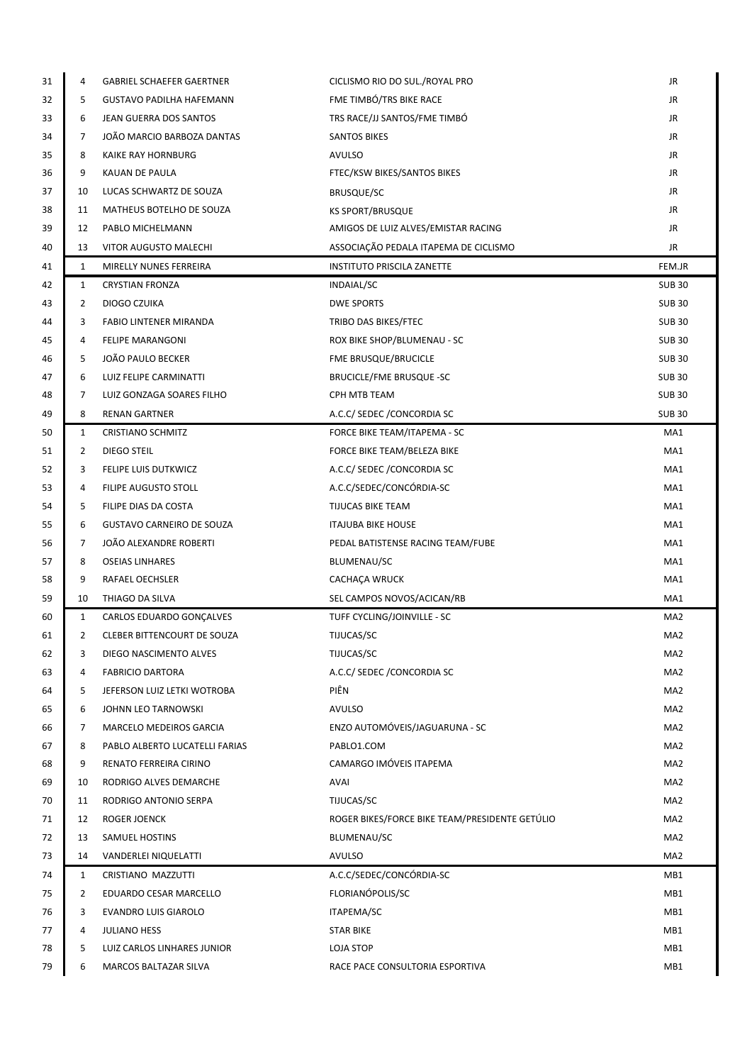| | | | | |
|---|---|---|---|---|
| 31 | 4 | GABRIEL SCHAEFER GAERTNER | CICLISMO RIO DO SUL./ROYAL PRO | JR |
| 32 | 5 | GUSTAVO PADILHA HAFEMANN | FME TIMBÓ/TRS BIKE RACE | JR |
| 33 | 6 | JEAN GUERRA DOS SANTOS | TRS RACE/JJ SANTOS/FME TIMBÓ | JR |
| 34 | 7 | JOÃO MARCIO BARBOZA DANTAS | SANTOS BIKES | JR |
| 35 | 8 | KAIKE RAY HORNBURG | AVULSO | JR |
| 36 | 9 | KAUAN DE PAULA | FTEC/KSW BIKES/SANTOS BIKES | JR |
| 37 | 10 | LUCAS SCHWARTZ DE SOUZA | BRUSQUE/SC | JR |
| 38 | 11 | MATHEUS BOTELHO DE SOUZA | KS SPORT/BRUSQUE | JR |
| 39 | 12 | PABLO MICHELMANN | AMIGOS DE LUIZ ALVES/EMISTAR RACING | JR |
| 40 | 13 | VITOR AUGUSTO MALECHI | ASSOCIAÇÃO PEDALA ITAPEMA DE CICLISMO | JR |
| 41 | 1 | MIRELLY NUNES FERREIRA | INSTITUTO PRISCILA ZANETTE | FEM.JR |
| 42 | 1 | CRYSTIAN FRONZA | INDAIAL/SC | SUB 30 |
| 43 | 2 | DIOGO CZUIKA | DWE SPORTS | SUB 30 |
| 44 | 3 | FABIO LINTENER MIRANDA | TRIBO DAS BIKES/FTEC | SUB 30 |
| 45 | 4 | FELIPE MARANGONI | ROX BIKE SHOP/BLUMENAU - SC | SUB 30 |
| 46 | 5 | JOÃO PAULO BECKER | FME BRUSQUE/BRUCICLE | SUB 30 |
| 47 | 6 | LUIZ FELIPE CARMINATTI | BRUCICLE/FME BRUSQUE -SC | SUB 30 |
| 48 | 7 | LUIZ GONZAGA SOARES FILHO | CPH MTB TEAM | SUB 30 |
| 49 | 8 | RENAN GARTNER | A.C.C/ SEDEC /CONCORDIA SC | SUB 30 |
| 50 | 1 | CRISTIANO SCHMITZ | FORCE BIKE TEAM/ITAPEMA - SC | MA1 |
| 51 | 2 | DIEGO STEIL | FORCE BIKE TEAM/BELEZA BIKE | MA1 |
| 52 | 3 | FELIPE LUIS DUTKWICZ | A.C.C/ SEDEC /CONCORDIA SC | MA1 |
| 53 | 4 | FILIPE AUGUSTO STOLL | A.C.C/SEDEC/CONCÓRDIA-SC | MA1 |
| 54 | 5 | FILIPE DIAS DA COSTA | TIJUCAS BIKE TEAM | MA1 |
| 55 | 6 | GUSTAVO CARNEIRO DE SOUZA | ITAJUBA BIKE HOUSE | MA1 |
| 56 | 7 | JOÃO ALEXANDRE ROBERTI | PEDAL BATISTENSE RACING TEAM/FUBE | MA1 |
| 57 | 8 | OSEIAS LINHARES | BLUMENAU/SC | MA1 |
| 58 | 9 | RAFAEL OECHSLER | CACHAÇA WRUCK | MA1 |
| 59 | 10 | THIAGO DA SILVA | SEL CAMPOS NOVOS/ACICAN/RB | MA1 |
| 60 | 1 | CARLOS EDUARDO GONÇALVES | TUFF CYCLING/JOINVILLE - SC | MA2 |
| 61 | 2 | CLEBER BITTENCOURT DE SOUZA | TIJUCAS/SC | MA2 |
| 62 | 3 | DIEGO NASCIMENTO ALVES | TIJUCAS/SC | MA2 |
| 63 | 4 | FABRICIO DARTORA | A.C.C/ SEDEC /CONCORDIA SC | MA2 |
| 64 | 5 | JEFERSON LUIZ LETKI WOTROBA | PIÊN | MA2 |
| 65 | 6 | JOHNN LEO TARNOWSKI | AVULSO | MA2 |
| 66 | 7 | MARCELO MEDEIROS GARCIA | ENZO AUTOMÓVEIS/JAGUARUNA - SC | MA2 |
| 67 | 8 | PABLO ALBERTO LUCATELLI FARIAS | PABLO1.COM | MA2 |
| 68 | 9 | RENATO FERREIRA CIRINO | CAMARGO IMÓVEIS ITAPEMA | MA2 |
| 69 | 10 | RODRIGO ALVES DEMARCHE | AVAI | MA2 |
| 70 | 11 | RODRIGO ANTONIO SERPA | TIJUCAS/SC | MA2 |
| 71 | 12 | ROGER JOENCK | ROGER BIKES/FORCE BIKE TEAM/PRESIDENTE GETÚLIO | MA2 |
| 72 | 13 | SAMUEL HOSTINS | BLUMENAU/SC | MA2 |
| 73 | 14 | VANDERLEI NIQUELATTI | AVULSO | MA2 |
| 74 | 1 | CRISTIANO MAZZUTTI | A.C.C/SEDEC/CONCÓRDIA-SC | MB1 |
| 75 | 2 | EDUARDO CESAR MARCELLO | FLORIANÓPOLIS/SC | MB1 |
| 76 | 3 | EVANDRO LUIS GIAROLO | ITAPEMA/SC | MB1 |
| 77 | 4 | JULIANO HESS | STAR BIKE | MB1 |
| 78 | 5 | LUIZ CARLOS LINHARES JUNIOR | LOJA STOP | MB1 |
| 79 | 6 | MARCOS BALTAZAR SILVA | RACE PACE CONSULTORIA ESPORTIVA | MB1 |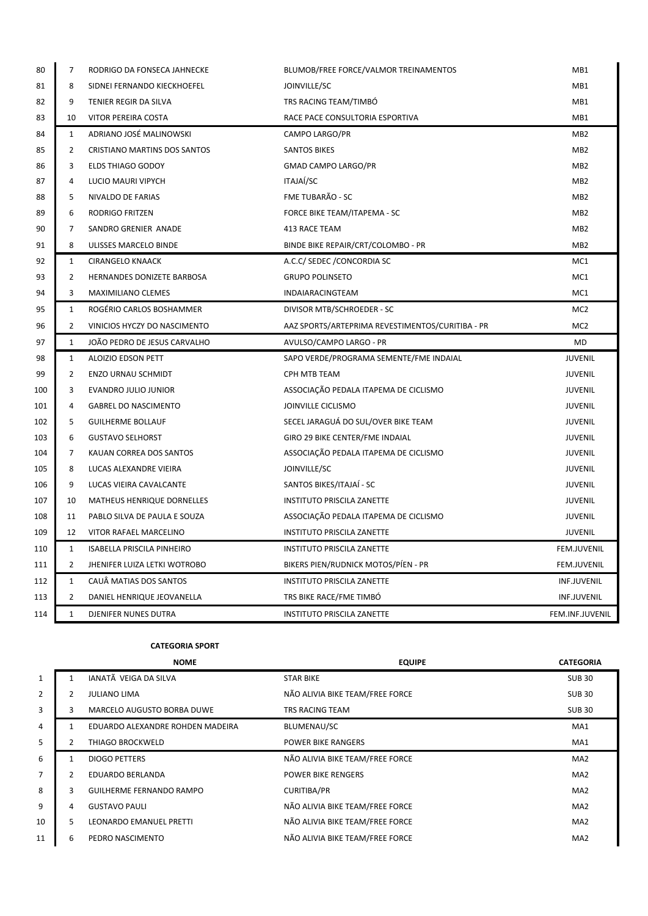| | | | | |
|---|---|---|---|---|
| 80 | 7 | RODRIGO DA FONSECA JAHNECKE | BLUMOB/FREE FORCE/VALMOR TREINAMENTOS | MB1 |
| 81 | 8 | SIDNEI FERNANDO KIECKHOEFEL | JOINVILLE/SC | MB1 |
| 82 | 9 | TENIER REGIR DA SILVA | TRS RACING TEAM/TIMBÓ | MB1 |
| 83 | 10 | VITOR PEREIRA COSTA | RACE PACE CONSULTORIA ESPORTIVA | MB1 |
| 84 | 1 | ADRIANO JOSÉ MALINOWSKI | CAMPO LARGO/PR | MB2 |
| 85 | 2 | CRISTIANO MARTINS DOS SANTOS | SANTOS BIKES | MB2 |
| 86 | 3 | ELDS THIAGO GODOY | GMAD CAMPO LARGO/PR | MB2 |
| 87 | 4 | LUCIO MAURI VIPYCH | ITAJAÍ/SC | MB2 |
| 88 | 5 | NIVALDO DE FARIAS | FME TUBARÃO - SC | MB2 |
| 89 | 6 | RODRIGO FRITZEN | FORCE BIKE TEAM/ITAPEMA - SC | MB2 |
| 90 | 7 | SANDRO GRENIER ANADE | 413 RACE TEAM | MB2 |
| 91 | 8 | ULISSES MARCELO BINDE | BINDE BIKE REPAIR/CRT/COLOMBO - PR | MB2 |
| 92 | 1 | CIRANGELO KNAACK | A.C.C/ SEDEC /CONCORDIA SC | MC1 |
| 93 | 2 | HERNANDES DONIZETE BARBOSA | GRUPO POLINSETO | MC1 |
| 94 | 3 | MAXIMILIANO CLEMES | INDAIARACINGTEAM | MC1 |
| 95 | 1 | ROGÉRIO CARLOS BOSHAMMER | DIVISOR MTB/SCHROEDER - SC | MC2 |
| 96 | 2 | VINICIOS HYCZY DO NASCIMENTO | AAZ SPORTS/ARTEPRIMA REVESTIMENTOS/CURITIBA - PR | MC2 |
| 97 | 1 | JOÃO PEDRO DE JESUS CARVALHO | AVULSO/CAMPO LARGO - PR | MD |
| 98 | 1 | ALOIZIO EDSON PETT | SAPO VERDE/PROGRAMA SEMENTE/FME INDAIAL | JUVENIL |
| 99 | 2 | ENZO URNAU SCHMIDT | CPH MTB TEAM | JUVENIL |
| 100 | 3 | EVANDRO JULIO JUNIOR | ASSOCIAÇÃO PEDALA ITAPEMA DE CICLISMO | JUVENIL |
| 101 | 4 | GABREL DO NASCIMENTO | JOINVILLE CICLISMO | JUVENIL |
| 102 | 5 | GUILHERME BOLLAUF | SECEL JARAGUÁ DO SUL/OVER BIKE TEAM | JUVENIL |
| 103 | 6 | GUSTAVO SELHORST | GIRO 29 BIKE CENTER/FME INDAIAL | JUVENIL |
| 104 | 7 | KAUAN CORREA DOS SANTOS | ASSOCIAÇÃO PEDALA ITAPEMA DE CICLISMO | JUVENIL |
| 105 | 8 | LUCAS ALEXANDRE VIEIRA | JOINVILLE/SC | JUVENIL |
| 106 | 9 | LUCAS VIEIRA CAVALCANTE | SANTOS BIKES/ITAJAÍ - SC | JUVENIL |
| 107 | 10 | MATHEUS HENRIQUE DORNELLES | INSTITUTO PRISCILA ZANETTE | JUVENIL |
| 108 | 11 | PABLO SILVA DE PAULA E SOUZA | ASSOCIAÇÃO PEDALA ITAPEMA DE CICLISMO | JUVENIL |
| 109 | 12 | VITOR RAFAEL MARCELINO | INSTITUTO PRISCILA ZANETTE | JUVENIL |
| 110 | 1 | ISABELLA PRISCILA PINHEIRO | INSTITUTO PRISCILA ZANETTE | FEM.JUVENIL |
| 111 | 2 | JHENIFER LUIZA LETKI WOTROBO | BIKERS PIEN/RUDNICK MOTOS/PÍEN - PR | FEM.JUVENIL |
| 112 | 1 | CAUÂ MATIAS DOS SANTOS | INSTITUTO PRISCILA ZANETTE | INF.JUVENIL |
| 113 | 2 | DANIEL HENRIQUE JEOVANELLA | TRS BIKE RACE/FME TIMBÓ | INF.JUVENIL |
| 114 | 1 | DJENIFER NUNES DUTRA | INSTITUTO PRISCILA ZANETTE | FEM.INF.JUVENIL |

**CATEGORIA SPORT**

| | | NOME | EQUIPE | CATEGORIA |
|---|---|---|---|---|
| 1 | 1 | IANATÃ VEIGA DA SILVA | STAR BIKE | SUB 30 |
| 2 | 2 | JULIANO LIMA | NÃO ALIVIA BIKE TEAM/FREE FORCE | SUB 30 |
| 3 | 3 | MARCELO AUGUSTO BORBA DUWE | TRS RACING TEAM | SUB 30 |
| 4 | 1 | EDUARDO ALEXANDRE ROHDEN MADEIRA | BLUMENAU/SC | MA1 |
| 5 | 2 | THIAGO BROCKWELD | POWER BIKE RANGERS | MA1 |
| 6 | 1 | DIOGO PETTERS | NÃO ALIVIA BIKE TEAM/FREE FORCE | MA2 |
| 7 | 2 | EDUARDO BERLANDA | POWER BIKE RENGERS | MA2 |
| 8 | 3 | GUILHERME FERNANDO RAMPO | CURITIBA/PR | MA2 |
| 9 | 4 | GUSTAVO PAULI | NÃO ALIVIA BIKE TEAM/FREE FORCE | MA2 |
| 10 | 5 | LEONARDO EMANUEL PRETTI | NÃO ALIVIA BIKE TEAM/FREE FORCE | MA2 |
| 11 | 6 | PEDRO NASCIMENTO | NÃO ALIVIA BIKE TEAM/FREE FORCE | MA2 |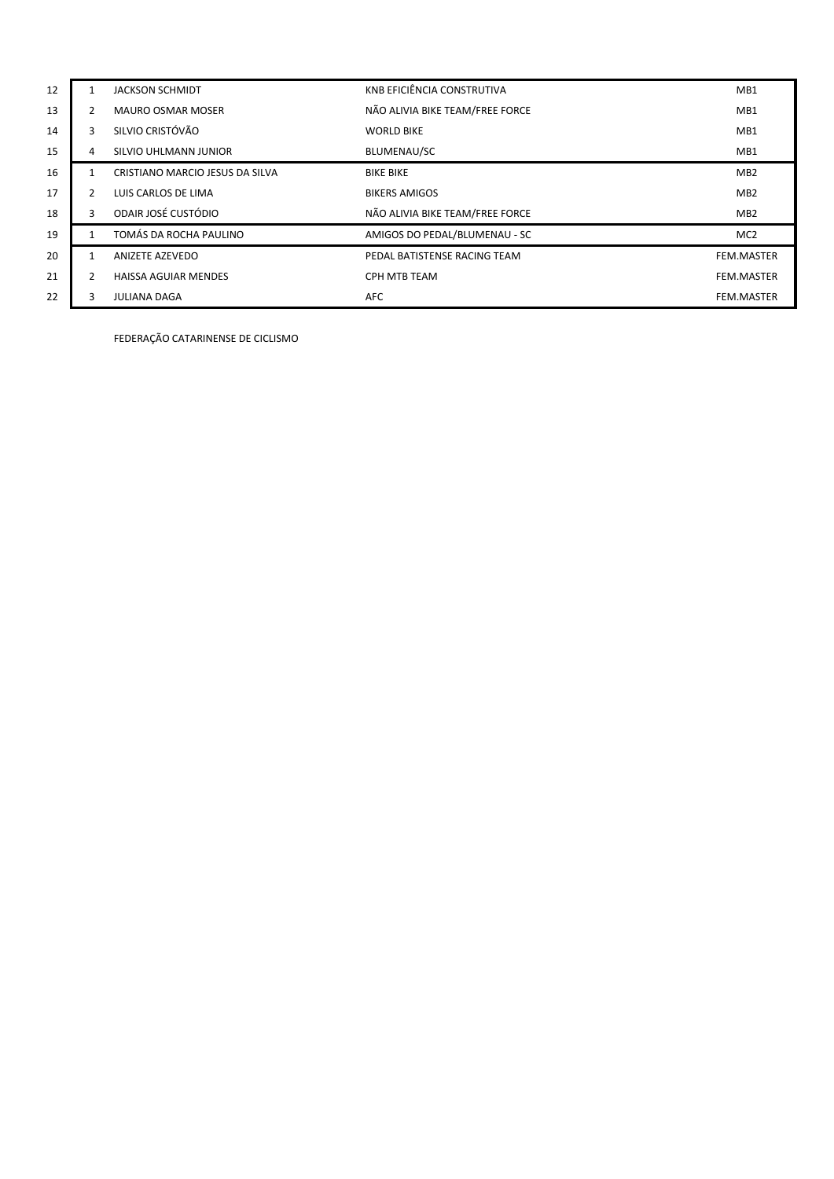| | | | | |
|---|---|---|---|---|
| 12 | 1 | JACKSON SCHMIDT | KNB EFICIÊNCIA CONSTRUTIVA | MB1 |
| 13 | 2 | MAURO OSMAR MOSER | NÃO ALIVIA BIKE TEAM/FREE FORCE | MB1 |
| 14 | 3 | SILVIO CRISTÓVÃO | WORLD BIKE | MB1 |
| 15 | 4 | SILVIO UHLMANN JUNIOR | BLUMENAU/SC | MB1 |
| 16 | 1 | CRISTIANO MARCIO JESUS DA SILVA | BIKE BIKE | MB2 |
| 17 | 2 | LUIS CARLOS DE LIMA | BIKERS AMIGOS | MB2 |
| 18 | 3 | ODAIR JOSÉ CUSTÓDIO | NÃO ALIVIA BIKE TEAM/FREE FORCE | MB2 |
| 19 | 1 | TOMÁS DA ROCHA PAULINO | AMIGOS DO PEDAL/BLUMENAU - SC | MC2 |
| 20 | 1 | ANIZETE AZEVEDO | PEDAL BATISTENSE RACING TEAM | FEM.MASTER |
| 21 | 2 | HAISSA AGUIAR MENDES | CPH MTB TEAM | FEM.MASTER |
| 22 | 3 | JULIANA DAGA | AFC | FEM.MASTER |

FEDERAÇÃO CATARINENSE DE CICLISMO